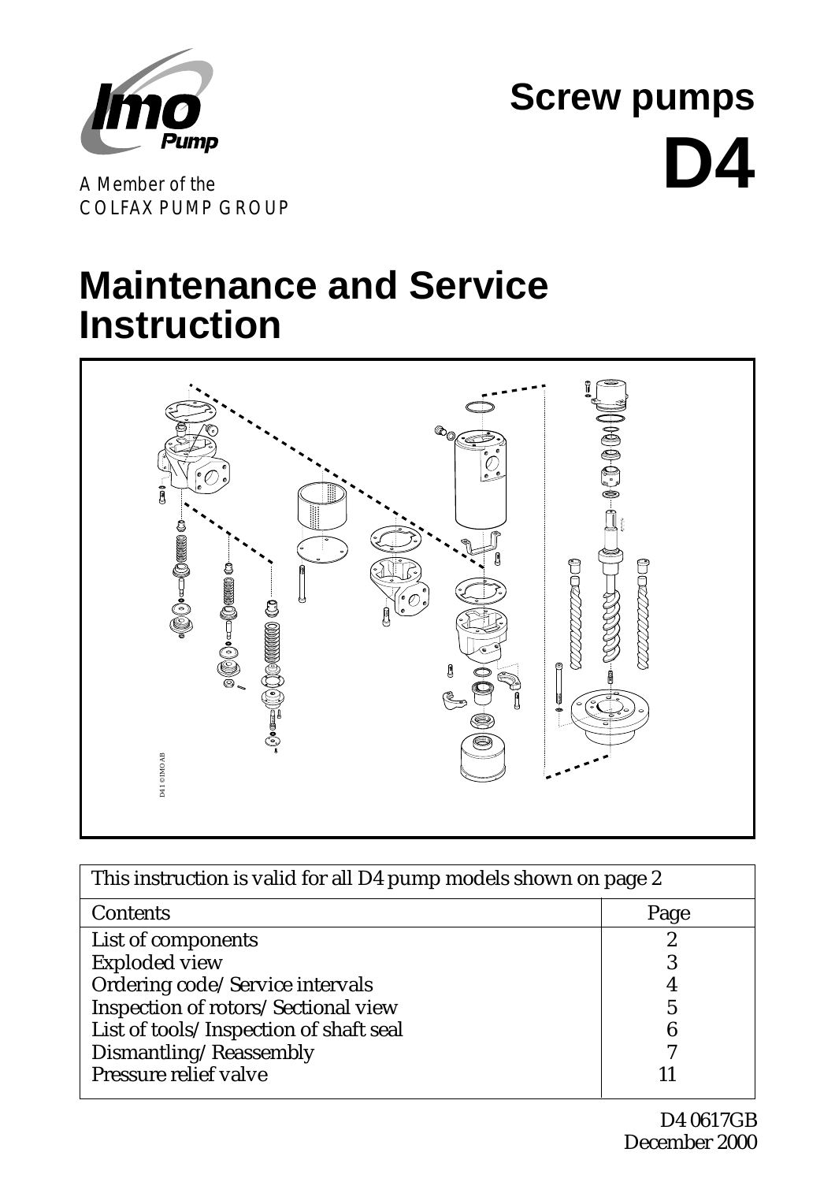A Member of the
COLFAX PUMP GROUP

# Screw pumps

# D4

# Maintenance and Service Instruction

D41 ©IMO AB

| This instruction is valid for all D4 pump models shown on page 2 | |
|---|---|
| Contents | Page |
| List of components | 2 |
| Exploded view | 3 |
| Ordering code/Service intervals | 4 |
| Inspection of rotors/Sectional view | 5 |
| List of tools/Inspection of shaft seal | 6 |
| Dismantling/Reassembly | 7 |
| Pressure relief valve | 11 |

D4 0617GB
December 2000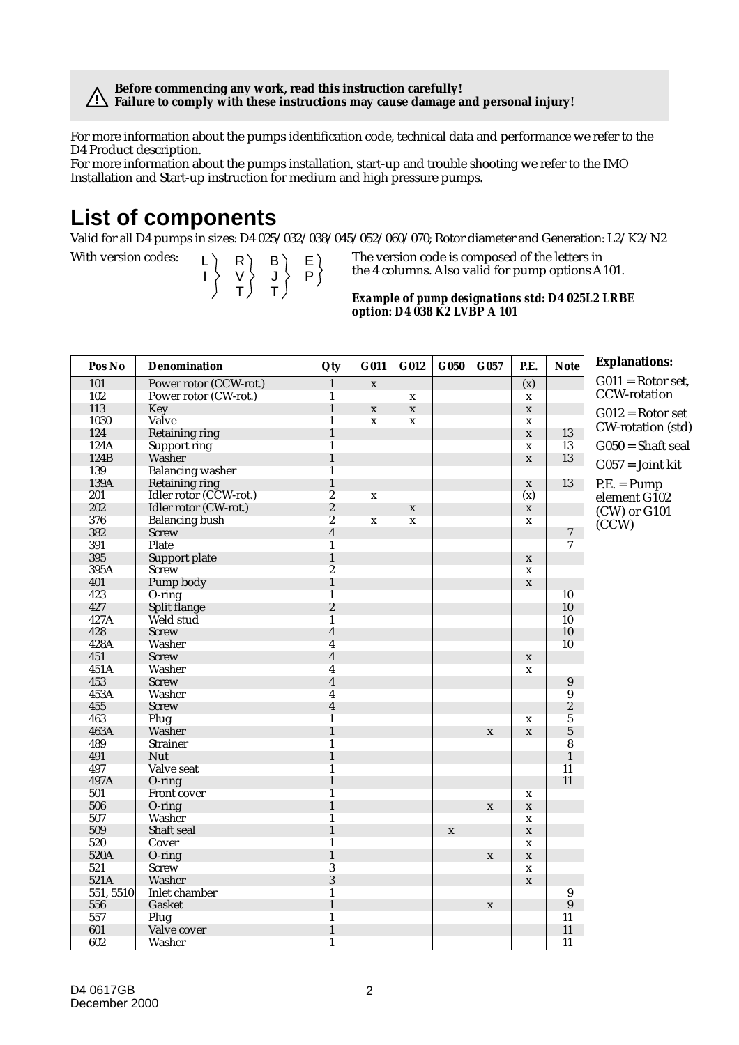**Before commencing any work, read this instruction carefully!**
**Failure to comply with these instructions may cause damage and personal injury!**

For more information about the pumps identification code, technical data and performance we refer to the D4 Product description.
For more information about the pumps installation, start-up and trouble shooting we refer to the IMO Installation and Start-up instruction for medium and high pressure pumps.

# List of components

Valid for all D4 pumps in sizes: D4 025/032/038/045/052/060/070; Rotor diameter and Generation: L2/K2/N2

With version codes:

| | | | |
|---|---|---|---|
| L | R | B | E |
| I | V | J | P |
| | T | T | |

The version code is composed of the letters in the 4 columns. Also valid for pump options A101.

***Example of pump designations std: D4 025L2 LRBE option: D4 038 K2 LVBP A 101***

| Pos No | Denomination | Qty | G011 | G012 | G050 | G057 | P.E. | Note |
|---|---|---|---|---|---|---|---|---|
| 101 | Power rotor (CCW-rot.) | 1 | x | | | | (x) | |
| 102 | Power rotor (CW-rot.) | 1 | | x | | | x | |
| 113 | Key | 1 | x | x | | | x | |
| 1030 | Valve | 1 | x | x | | | x | |
| 124 | Retaining ring | 1 | | | | | x | 13 |
| 124A | Support ring | 1 | | | | | x | 13 |
| 124B | Washer | 1 | | | | | x | 13 |
| 139 | Balancing washer | 1 | | | | | | |
| 139A | Retaining ring | 1 | | | | | x | 13 |
| 201 | Idler rotor (CCW-rot.) | 2 | x | | | | (x) | |
| 202 | Idler rotor (CW-rot.) | 2 | | x | | | x | |
| 376 | Balancing bush | 2 | x | x | | | x | |
| 382 | Screw | 4 | | | | | | 7 |
| 391 | Plate | 1 | | | | | | 7 |
| 395 | Support plate | 1 | | | | | x | |
| 395A | Screw | 2 | | | | | x | |
| 401 | Pump body | 1 | | | | | x | |
| 423 | O-ring | 1 | | | | | | 10 |
| 427 | Split flange | 2 | | | | | | 10 |
| 427A | Weld stud | 1 | | | | | | 10 |
| 428 | Screw | 4 | | | | | | 10 |
| 428A | Washer | 4 | | | | | | 10 |
| 451 | Screw | 4 | | | | | x | |
| 451A | Washer | 4 | | | | | x | |
| 453 | Screw | 4 | | | | | | 9 |
| 453A | Washer | 4 | | | | | | 9 |
| 455 | Screw | 4 | | | | | | 2 |
| 463 | Plug | 1 | | | | | x | 5 |
| 463A | Washer | 1 | | | | x | x | 5 |
| 489 | Strainer | 1 | | | | | | 8 |
| 491 | Nut | 1 | | | | | | 1 |
| 497 | Valve seat | 1 | | | | | | 11 |
| 497A | O-ring | 1 | | | | | | 11 |
| 501 | Front cover | 1 | | | | | x | |
| 506 | O-ring | 1 | | | | x | x | |
| 507 | Washer | 1 | | | | | x | |
| 509 | Shaft seal | 1 | | | x | | x | |
| 520 | Cover | 1 | | | | | x | |
| 520A | O-ring | 1 | | | | x | x | |
| 521 | Screw | 3 | | | | | x | |
| 521A | Washer | 3 | | | | | x | |
| 551, 5510 | Inlet chamber | 1 | | | | | | 9 |
| 556 | Gasket | 1 | | | | x | | 9 |
| 557 | Plug | 1 | | | | | | 11 |
| 601 | Valve cover | 1 | | | | | | 11 |
| 602 | Washer | 1 | | | | | | 11 |

**Explanations:**

G011 = Rotor set, CCW-rotation

G012 = Rotor set CW-rotation (std)

G050 = Shaft seal

G057 = Joint kit

P.E. = Pump element G102 (CW) or G101 (CCW)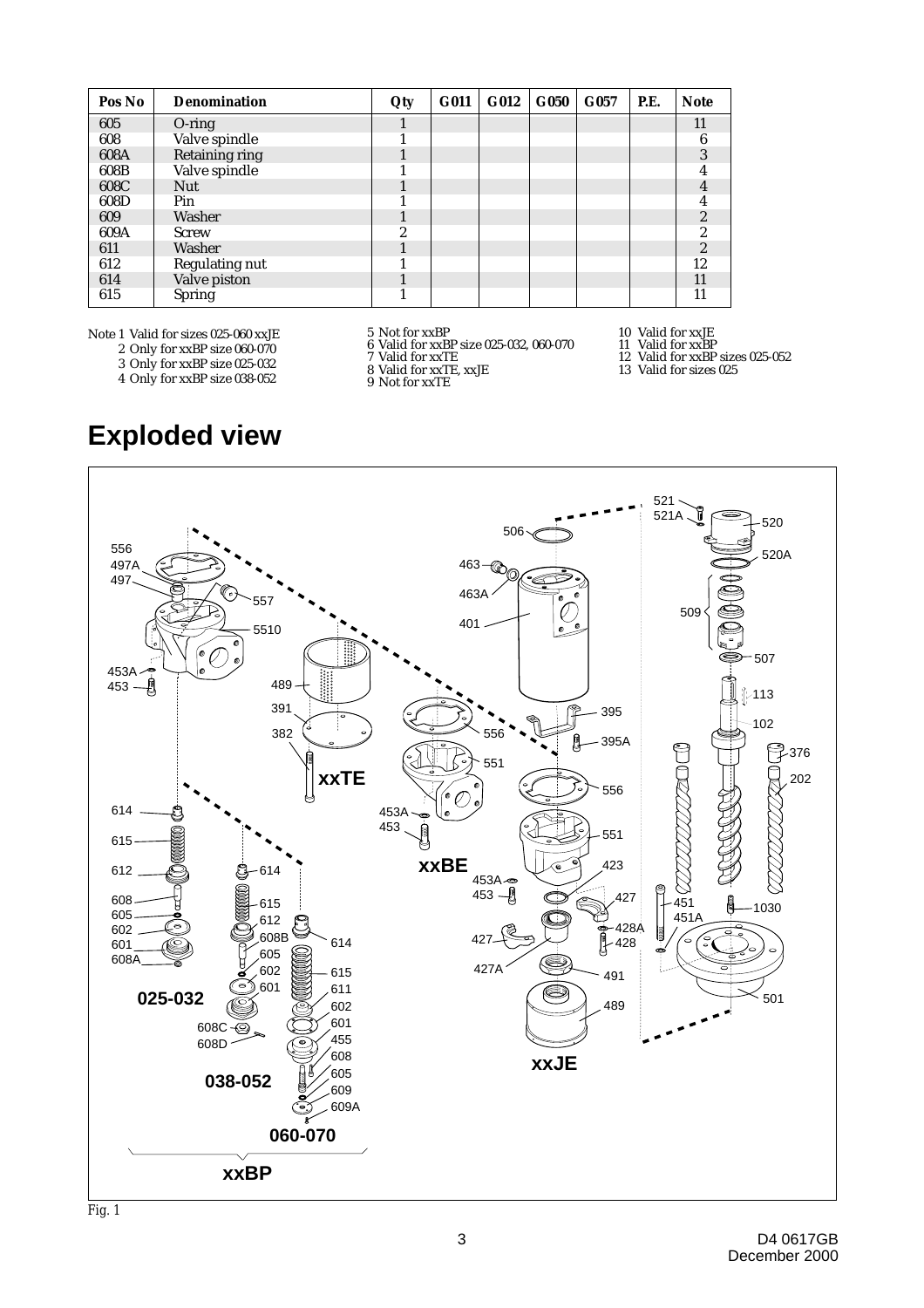| Pos No | Denomination | Qty | G011 | G012 | G050 | G057 | P.E. | Note |
|---|---|---|---|---|---|---|---|---|
| 605 | O-ring | 1 | | | | | | 11 |
| 608 | Valve spindle | 1 | | | | | | 6 |
| 608A | Retaining ring | 1 | | | | | | 3 |
| 608B | Valve spindle | 1 | | | | | | 4 |
| 608C | Nut | 1 | | | | | | 4 |
| 608D | Pin | 1 | | | | | | 4 |
| 609 | Washer | 1 | | | | | | 2 |
| 609A | Screw | 2 | | | | | | 2 |
| 611 | Washer | 1 | | | | | | 2 |
| 612 | Regulating nut | 1 | | | | | | 12 |
| 614 | Valve piston | 1 | | | | | | 11 |
| 615 | Spring | 1 | | | | | | 11 |

Note 1 Valid for sizes 025-060 xxJE
2 Only for xxBP size 060-070
3 Only for xxBP size 025-032
4 Only for xxBP size 038-052
5 Not for xxBP
6 Valid for xxBP size 025-032, 060-070
7 Valid for xxTE
8 Valid for xxTE, xxJE
9 Not for xxTE
10 Valid for xxJE
11 Valid for xxBP
12 Valid for xxBP sizes 025-052
13 Valid for sizes 025

# Exploded view

Fig. 1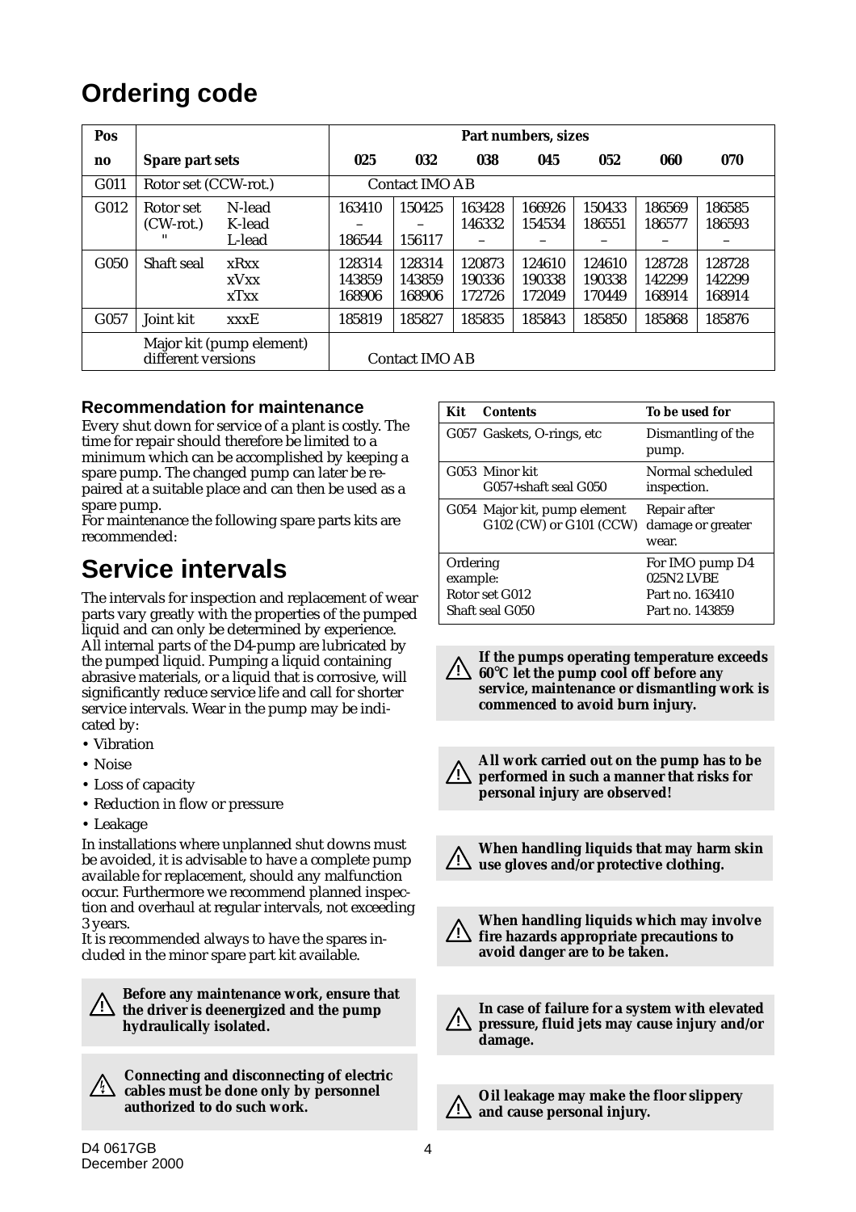# Ordering code

| Pos no | Spare part sets | | Part numbers, sizes | | | | | | |
|---|---|---|---|---|---|---|---|---|---|
| | | | 025 | 032 | 038 | 045 | 052 | 060 | 070 |
| G011 | Rotor set (CCW-rot.) | | Contact IMO AB | | | | | | |
| G012 | Rotor set (CW-rot.) | N-lead | 163410 | 150425 | 163428 | 166926 | 150433 | 186569 | 186585 |
| | | K-lead | – | – | 146332 | 154534 | 186551 | 186577 | 186593 |
| | " | L-lead | 186544 | 156117 | – | – | – | – | – |
| G050 | Shaft seal | xRxx | 128314 | 128314 | 120873 | 124610 | 124610 | 128728 | 128728 |
| | | xVxx | 143859 | 143859 | 190336 | 190338 | 190338 | 142299 | 142299 |
| | | xTxx | 168906 | 168906 | 172726 | 172049 | 170449 | 168914 | 168914 |
| G057 | Joint kit | xxxE | 185819 | 185827 | 185835 | 185843 | 185850 | 185868 | 185876 |
| | Major kit (pump element) different versions | | Contact IMO AB | | | | | | |

### Recommendation for maintenance

Every shut down for service of a plant is costly. The time for repair should therefore be limited to a minimum which can be accomplished by keeping a spare pump. The changed pump can later be repaired at a suitable place and can then be used as a spare pump.
For maintenance the following spare parts kits are recommended:

| Kit | Contents | To be used for |
|---|---|---|
| G057 | Gaskets, O-rings, etc | Dismantling of the pump. |
| G053 | Minor kit G057+shaft seal G050 | Normal scheduled inspection. |
| G054 | Major kit, pump element G102 (CW) or G101 (CCW) | Repair after damage or greater wear. |
| Ordering example: Rotor set G012 Shaft seal G050 | | For IMO pump D4 025N2 LVBE Part no. 163410 Part no. 143859 |

# Service intervals

The intervals for inspection and replacement of wear parts vary greatly with the properties of the pumped liquid and can only be determined by experience. All internal parts of the D4-pump are lubricated by the pumped liquid. Pumping a liquid containing abrasive materials, or a liquid that is corrosive, will significantly reduce service life and call for shorter service intervals. Wear in the pump may be indicated by:

- Vibration
- Noise
- Loss of capacity
- Reduction in flow or pressure
- Leakage

In installations where unplanned shut downs must be avoided, it is advisable to have a complete pump available for replacement, should any malfunction occur. Furthermore we recommend planned inspection and overhaul at regular intervals, not exceeding 3 years.
It is recommended always to have the spares included in the minor spare part kit available.

⚠ **Before any maintenance work, ensure that the driver is deenergized and the pump hydraulically isolated.**

⚠ **Connecting and disconnecting of electric cables must be done only by personnel authorized to do such work.**

⚠ **If the pumps operating temperature exceeds 60°C let the pump cool off before any service, maintenance or dismantling work is commenced to avoid burn injury.**

⚠ **All work carried out on the pump has to be performed in such a manner that risks for personal injury are observed!**

⚠ **When handling liquids that may harm skin use gloves and/or protective clothing.**

⚠ **When handling liquids which may involve fire hazards appropriate precautions to avoid danger are to be taken.**

⚠ **In case of failure for a system with elevated pressure, fluid jets may cause injury and/or damage.**

⚠ **Oil leakage may make the floor slippery and cause personal injury.**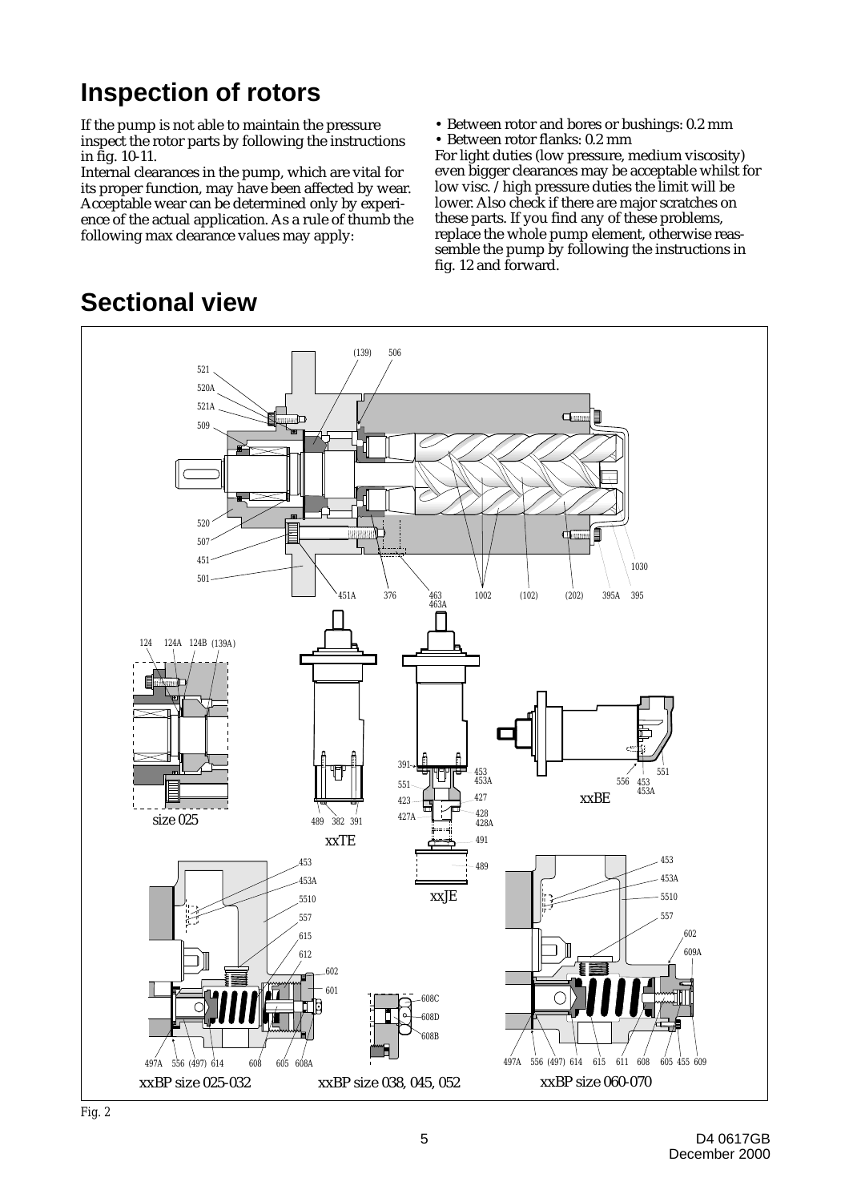## Inspection of rotors

If the pump is not able to maintain the pressure inspect the rotor parts by following the instructions in fig. 10-11.

Internal clearances in the pump, which are vital for its proper function, may have been affected by wear. Acceptable wear can be determined only by experience of the actual application. As a rule of thumb the following max clearance values may apply:

- Between rotor and bores or bushings: 0.2 mm
- Between rotor flanks: 0.2 mm

For light duties (low pressure, medium viscosity) even bigger clearances may be acceptable whilst for low visc. / high pressure duties the limit will be lower. Also check if there are major scratches on these parts. If you find any of these problems, replace the whole pump element, otherwise reassemble the pump by following the instructions in fig. 12 and forward.

## Sectional view

Fig. 2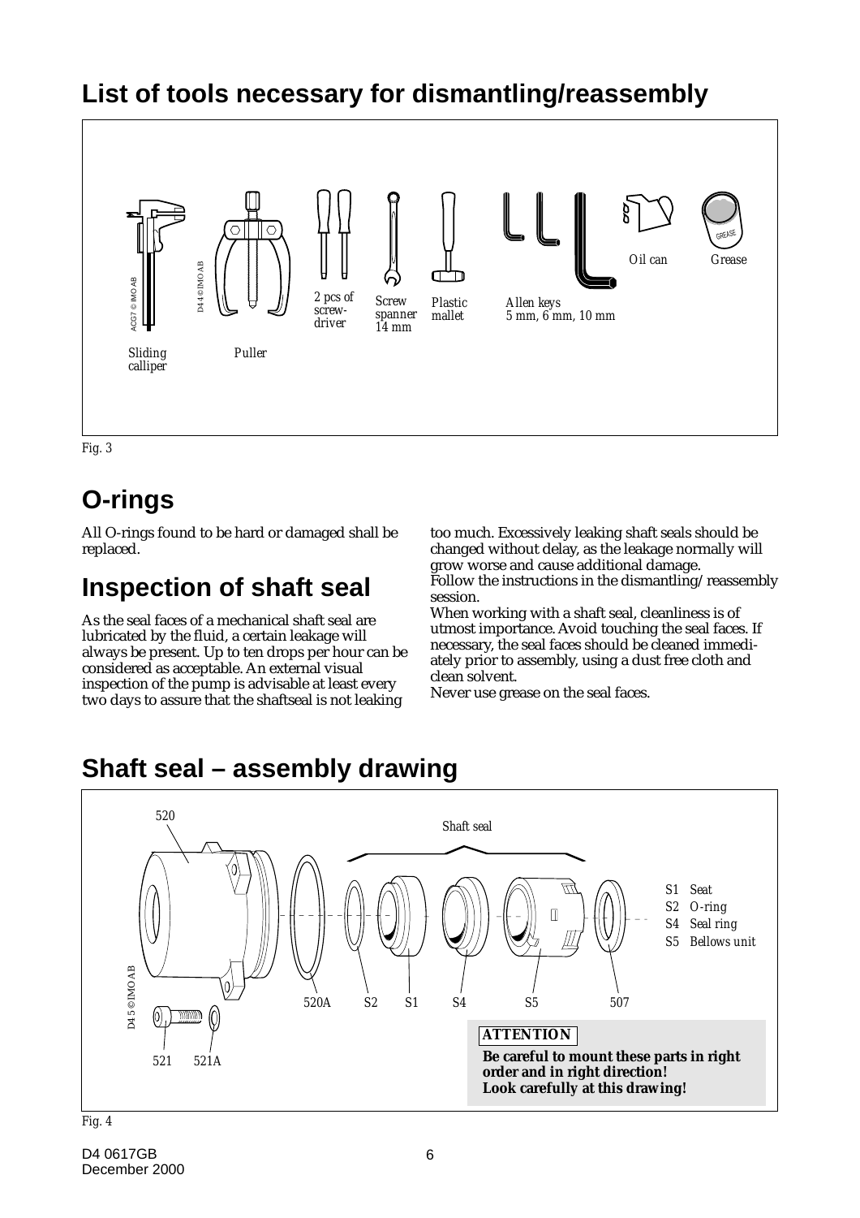## List of tools necessary for dismantling/reassembly

Sliding calliper

Puller

2 pcs of screw-driver

Screw spanner 14 mm

Plastic mallet

Allen keys 5 mm, 6 mm, 10 mm

Oil can

Grease

Fig. 3

## O-rings

All O-rings found to be hard or damaged shall be replaced.

## Inspection of shaft seal

As the seal faces of a mechanical shaft seal are lubricated by the fluid, a certain leakage will always be present. Up to ten drops per hour can be considered as acceptable. An external visual inspection of the pump is advisable at least every two days to assure that the shaftseal is not leaking too much. Excessively leaking shaft seals should be changed without delay, as the leakage normally will grow worse and cause additional damage.
Follow the instructions in the dismantling/reassembly session.
When working with a shaft seal, cleanliness is of utmost importance. Avoid touching the seal faces. If necessary, the seal faces should be cleaned immediately prior to assembly, using a dust free cloth and clean solvent.
Never use grease on the seal faces.

## Shaft seal – assembly drawing

520 — Shaft seal — 520A, S2, S1, S4, S5, 507 — 521, 521A

S1 Seat
S2 O-ring
S4 Seal ring
S5 Bellows unit

**ATTENTION**

**Be careful to mount these parts in right order and in right direction!**
**Look carefully at this drawing!**

Fig. 4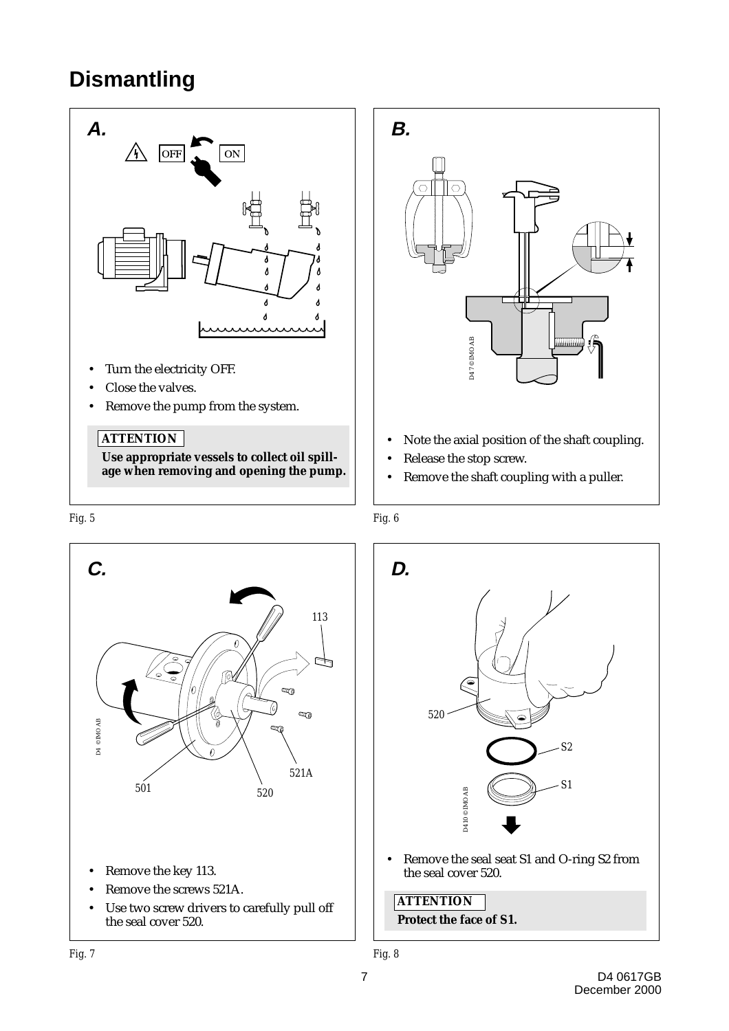# Dismantling

## A.

OFF ON

- Turn the electricity OFF.
- Close the valves.
- Remove the pump from the system.

**ATTENTION**

**Use appropriate vessels to collect oil spillage when removing and opening the pump.**

Fig. 5

## B.

- Note the axial position of the shaft coupling.
- Release the stop screw.
- Remove the shaft coupling with a puller.

Fig. 6

## C.

- Remove the key 113.
- Remove the screws 521A.
- Use two screw drivers to carefully pull off the seal cover 520.

Fig. 7

## D.

- Remove the seal seat S1 and O-ring S2 from the seal cover 520.

**ATTENTION**

**Protect the face of S1.**

Fig. 8

D4 0617GB
December 2000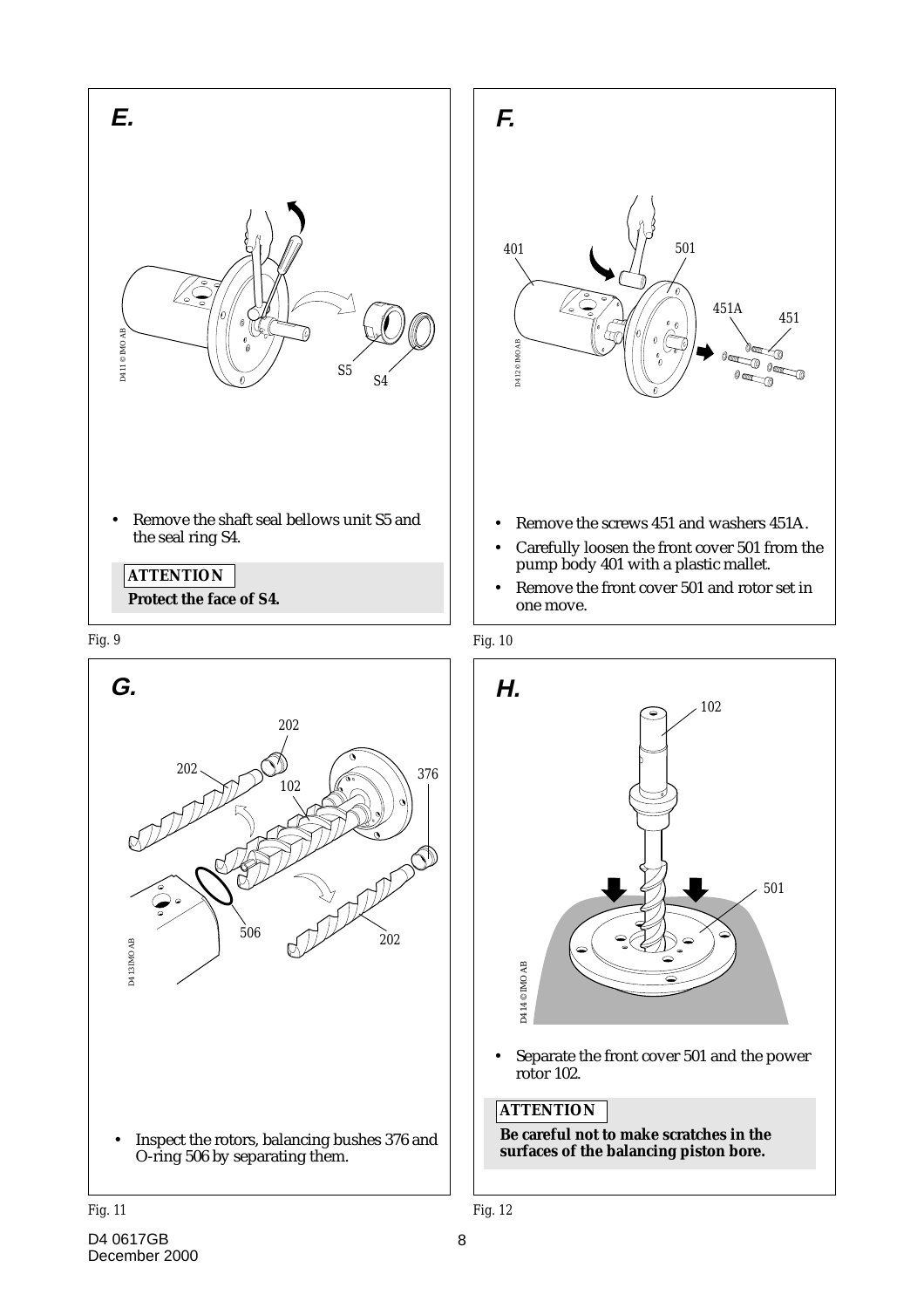## E.

- Remove the shaft seal bellows unit S5 and the seal ring S4.

**ATTENTION**

**Protect the face of S4.**

Fig. 9

## F.

- Remove the screws 451 and washers 451A.
- Carefully loosen the front cover 501 from the pump body 401 with a plastic mallet.
- Remove the front cover 501 and rotor set in one move.

Fig. 10

## G.

- Inspect the rotors, balancing bushes 376 and O-ring 506 by separating them.

Fig. 11

## H.

- Separate the front cover 501 and the power rotor 102.

**ATTENTION**

**Be careful not to make scratches in the surfaces of the balancing piston bore.**

Fig. 12

D4 0617GB
December 2000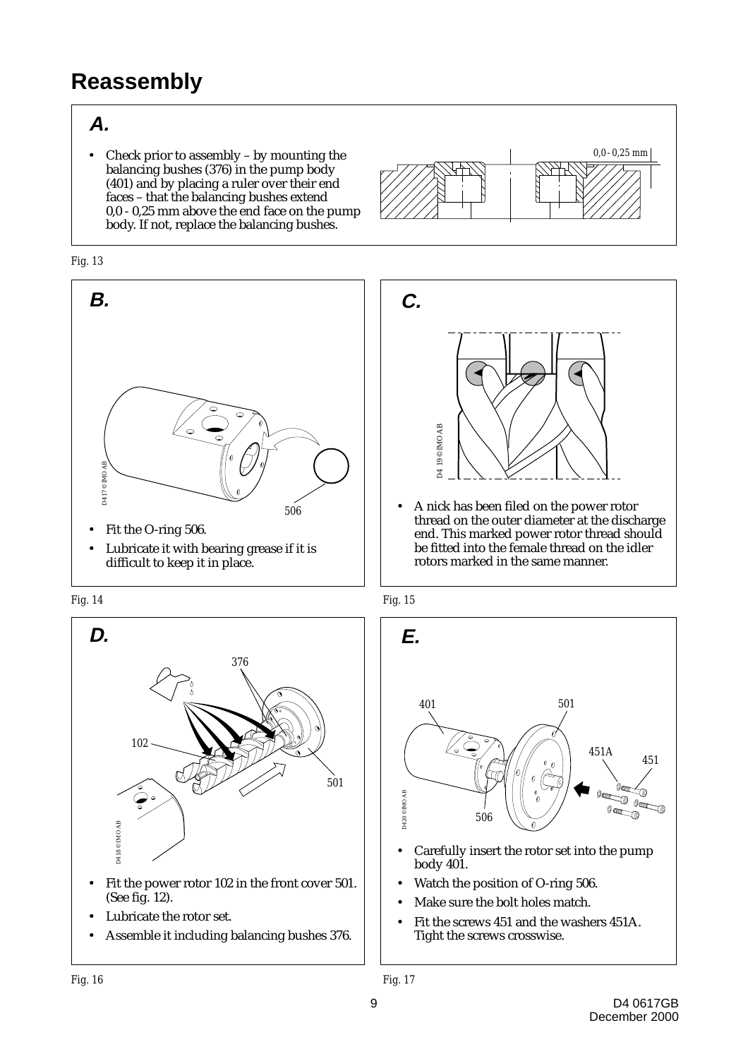# Reassembly

### A.

- Check prior to assembly – by mounting the balancing bushes (376) in the pump body (401) and by placing a ruler over their end faces – that the balancing bushes extend 0,0 - 0,25 mm above the end face on the pump body. If not, replace the balancing bushes.

0,0 - 0,25 mm

Fig. 13

### B.

506

- Fit the O-ring 506.
- Lubricate it with bearing grease if it is difficult to keep it in place.

Fig. 14

### C.

- A nick has been filed on the power rotor thread on the outer diameter at the discharge end. This marked power rotor thread should be fitted into the female thread on the idler rotors marked in the same manner.

Fig. 15

### D.

376

102

501

- Fit the power rotor 102 in the front cover 501. (See fig. 12).
- Lubricate the rotor set.
- Assemble it including balancing bushes 376.

Fig. 16

### E.

401 501 451A 451 506

- Carefully insert the rotor set into the pump body 401.
- Watch the position of O-ring 506.
- Make sure the bolt holes match.
- Fit the screws 451 and the washers 451A. Tight the screws crosswise.

Fig. 17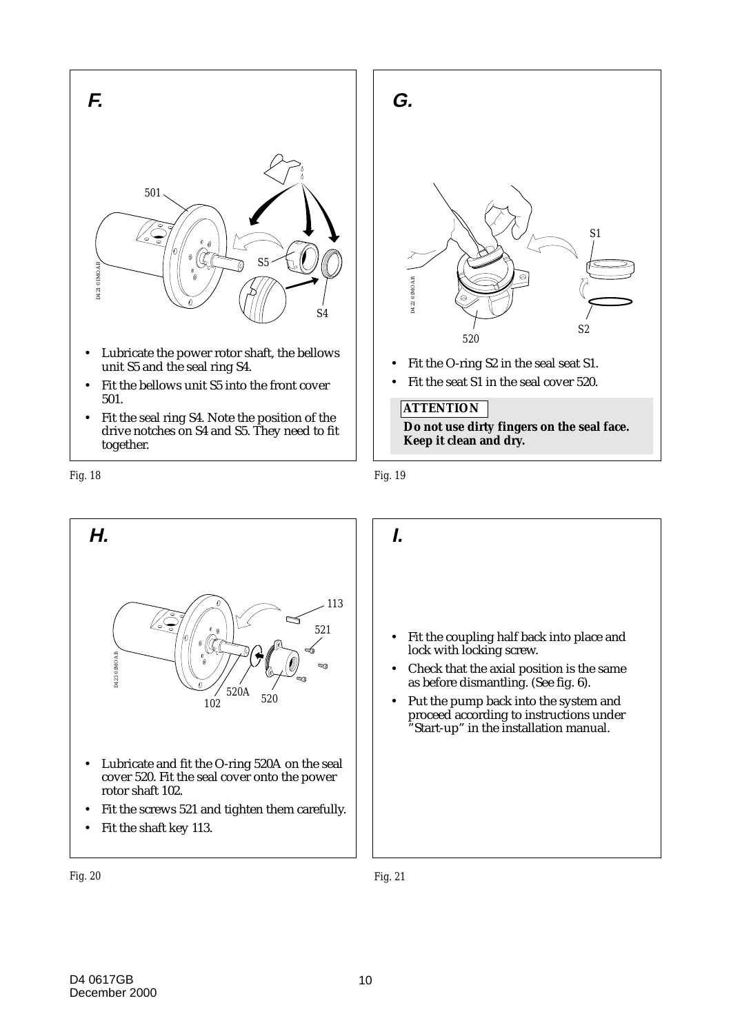## F.

- Lubricate the power rotor shaft, the bellows unit S5 and the seal ring S4.
- Fit the bellows unit S5 into the front cover 501.
- Fit the seal ring S4. Note the position of the drive notches on S4 and S5. They need to fit together.

Fig. 18

## G.

- Fit the O-ring S2 in the seal seat S1.
- Fit the seat S1 in the seal cover 520.

**ATTENTION**

**Do not use dirty fingers on the seal face. Keep it clean and dry.**

Fig. 19

## H.

- Lubricate and fit the O-ring 520A on the seal cover 520. Fit the seal cover onto the power rotor shaft 102.
- Fit the screws 521 and tighten them carefully.
- Fit the shaft key 113.

Fig. 20

## I.

- Fit the coupling half back into place and lock with locking screw.
- Check that the axial position is the same as before dismantling. (See fig. 6).
- Put the pump back into the system and proceed according to instructions under "Start-up" in the installation manual.

Fig. 21

D4 0617GB
December 2000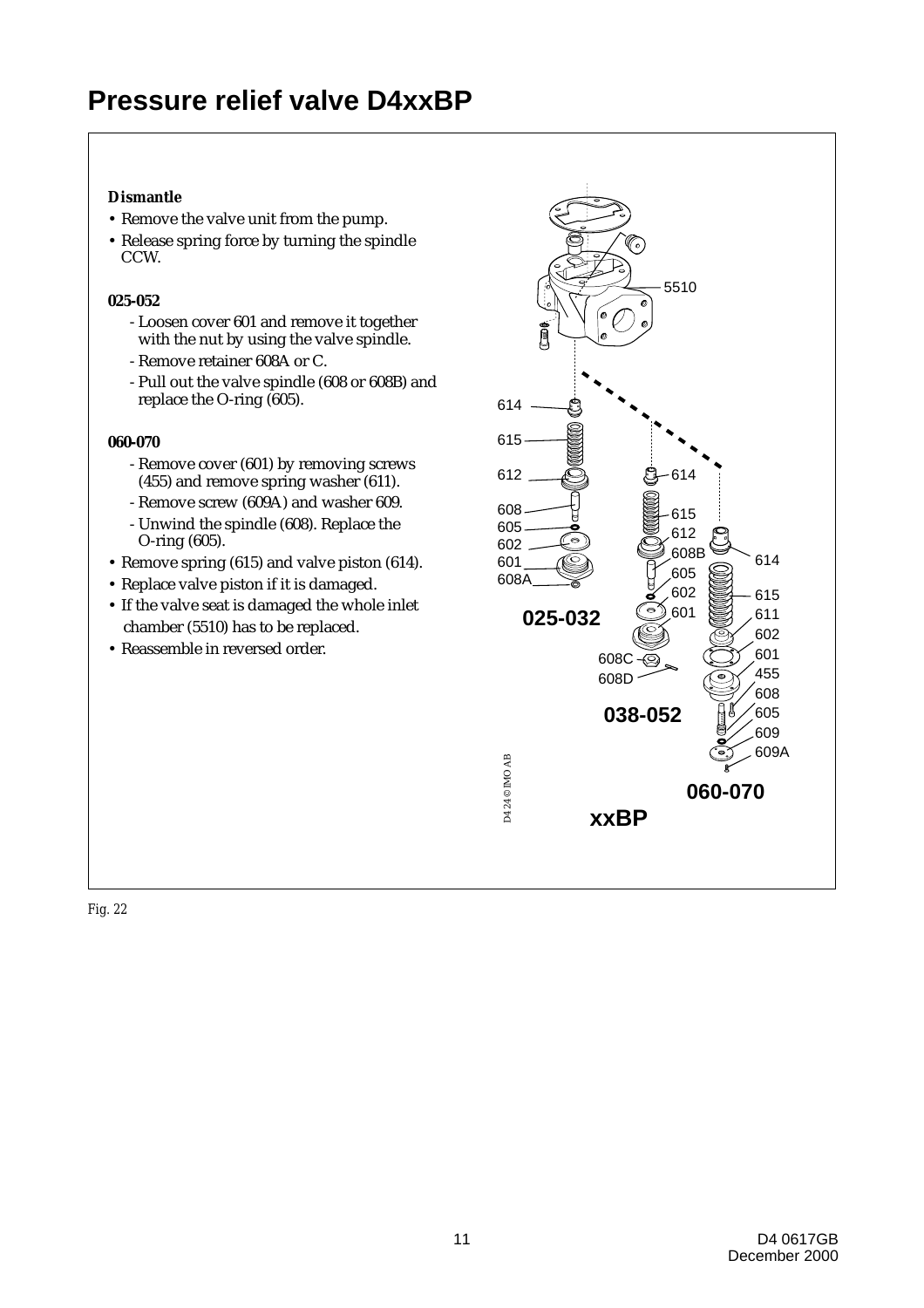# Pressure relief valve D4xxBP

**Dismantle**

- Remove the valve unit from the pump.
- Release spring force by turning the spindle CCW.

**025-052**

- Loosen cover 601 and remove it together with the nut by using the valve spindle.
- Remove retainer 608A or C.
- Pull out the valve spindle (608 or 608B) and replace the O-ring (605).

**060-070**

- Remove cover (601) by removing screws (455) and remove spring washer (611).
- Remove screw (609A) and washer 609.
- Unwind the spindle (608). Replace the O-ring (605).

- Remove spring (615) and valve piston (614).
- Replace valve piston if it is damaged.
- If the valve seat is damaged the whole inlet chamber (5510) has to be replaced.
- Reassemble in reversed order.

5510
614
615
612
608
605
602
601
608A
025-032
614
615
612
608B
605
602
601
608C
608D
038-052
614
615
611
602
601
455
608
605
609
609A
060-070
xxBP
D4 24 © IMO AB

Fig. 22